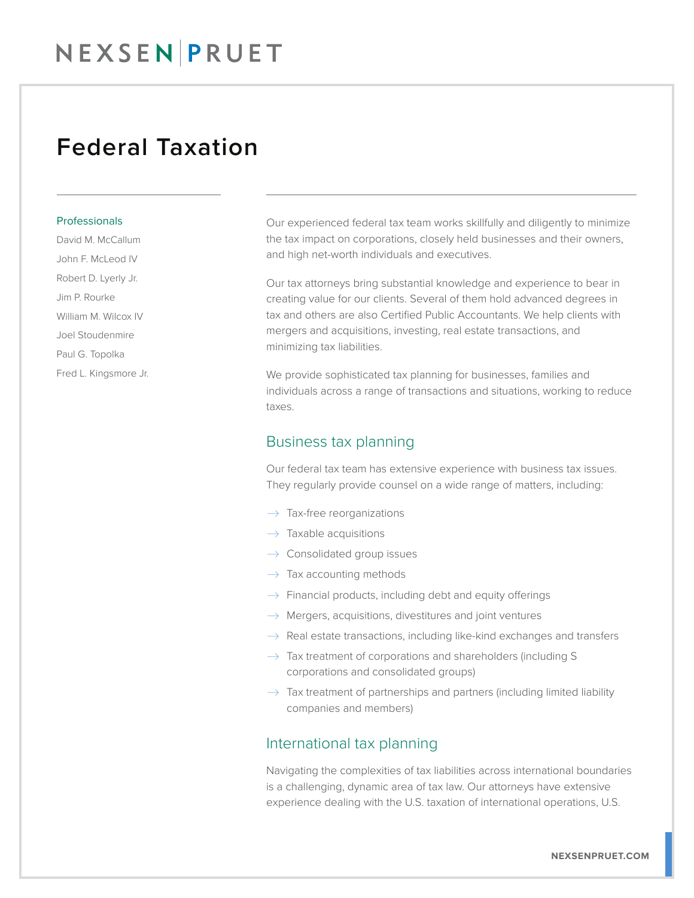NEXSEN PRUET

# Federal Taxation

### Professionals

David M. McCallum
John F. McLeod IV
Robert D. Lyerly Jr.
Jim P. Rourke
William M. Wilcox IV
Joel Stoudenmire
Paul G. Topolka
Fred L. Kingsmore Jr.

Our experienced federal tax team works skillfully and diligently to minimize the tax impact on corporations, closely held businesses and their owners, and high net-worth individuals and executives.

Our tax attorneys bring substantial knowledge and experience to bear in creating value for our clients. Several of them hold advanced degrees in tax and others are also Certified Public Accountants. We help clients with mergers and acquisitions, investing, real estate transactions, and minimizing tax liabilities.

We provide sophisticated tax planning for businesses, families and individuals across a range of transactions and situations, working to reduce taxes.

## Business tax planning

Our federal tax team has extensive experience with business tax issues. They regularly provide counsel on a wide range of matters, including:

- Tax-free reorganizations
- Taxable acquisitions
- Consolidated group issues
- Tax accounting methods
- Financial products, including debt and equity offerings
- Mergers, acquisitions, divestitures and joint ventures
- Real estate transactions, including like-kind exchanges and transfers
- Tax treatment of corporations and shareholders (including S corporations and consolidated groups)
- Tax treatment of partnerships and partners (including limited liability companies and members)

## International tax planning

Navigating the complexities of tax liabilities across international boundaries is a challenging, dynamic area of tax law. Our attorneys have extensive experience dealing with the U.S. taxation of international operations, U.S.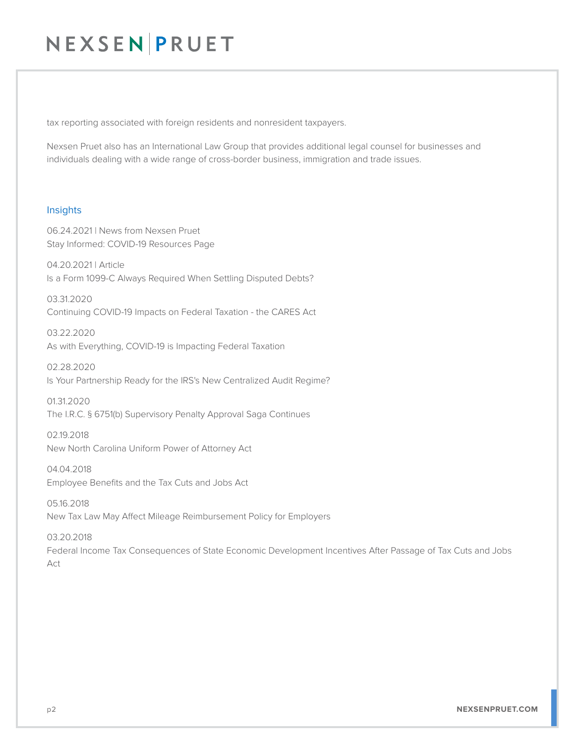tax reporting associated with foreign residents and nonresident taxpayers.

Nexsen Pruet also has an International Law Group that provides additional legal counsel for businesses and individuals dealing with a wide range of cross-border business, immigration and trade issues.

## Insights

06.24.2021 | News from Nexsen Pruet
Stay Informed: COVID-19 Resources Page

04.20.2021 | Article
Is a Form 1099-C Always Required When Settling Disputed Debts?

03.31.2020
Continuing COVID-19 Impacts on Federal Taxation - the CARES Act

03.22.2020
As with Everything, COVID-19 is Impacting Federal Taxation

02.28.2020
Is Your Partnership Ready for the IRS's New Centralized Audit Regime?

01.31.2020
The I.R.C. § 6751(b) Supervisory Penalty Approval Saga Continues

02.19.2018
New North Carolina Uniform Power of Attorney Act

04.04.2018
Employee Benefits and the Tax Cuts and Jobs Act

05.16.2018
New Tax Law May Affect Mileage Reimbursement Policy for Employers

03.20.2018
Federal Income Tax Consequences of State Economic Development Incentives After Passage of Tax Cuts and Jobs Act